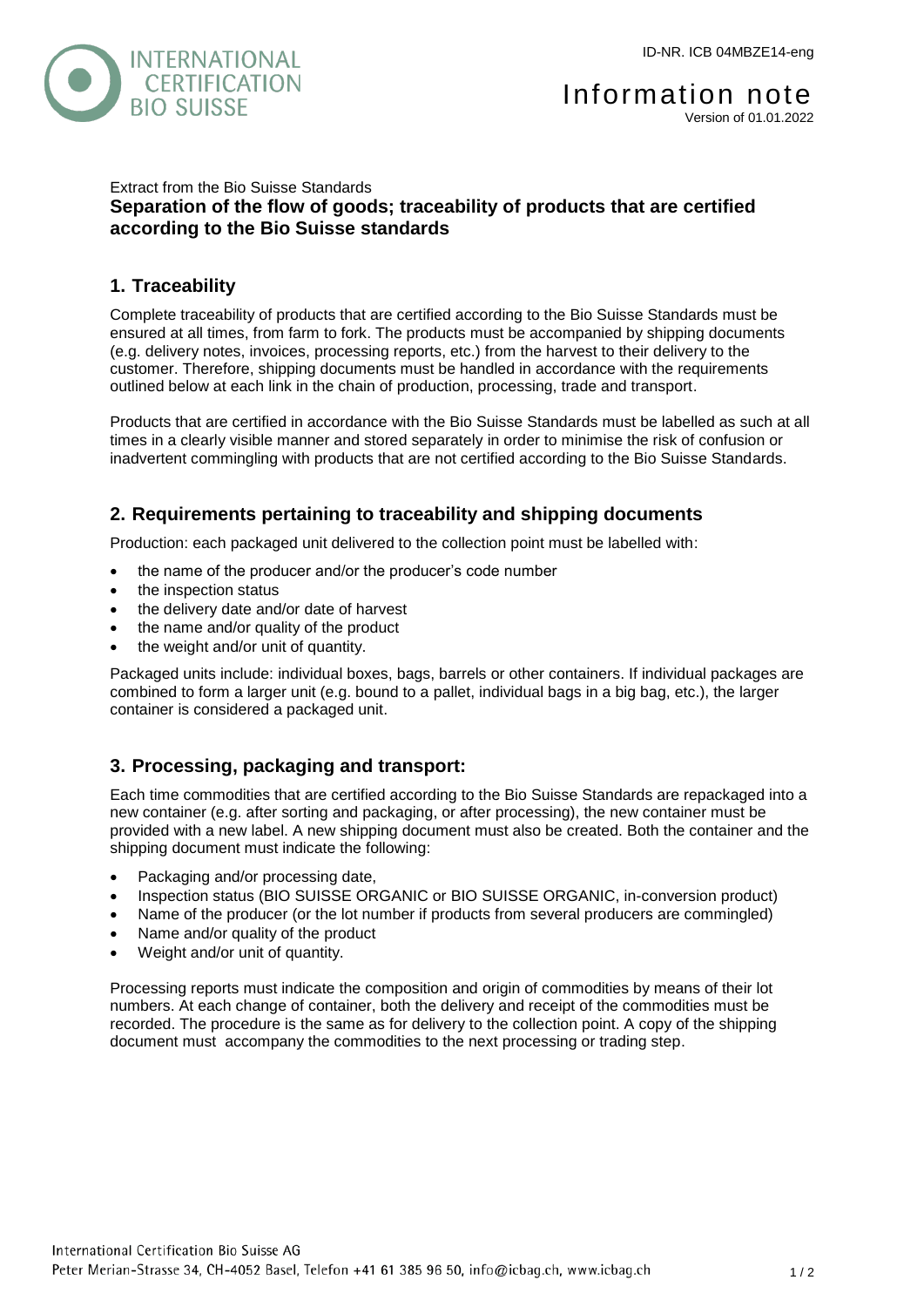INTERNATIONAL CERTIFICATION BIO SUISSE

ID-NR. ICB 04MBZE14-eng

Information note
Version of 01.01.2022

Extract from the Bio Suisse Standards

# Separation of the flow of goods; traceability of products that are certified according to the Bio Suisse standards

## 1. Traceability

Complete traceability of products that are certified according to the Bio Suisse Standards must be ensured at all times, from farm to fork. The products must be accompanied by shipping documents (e.g. delivery notes, invoices, processing reports, etc.) from the harvest to their delivery to the customer. Therefore, shipping documents must be handled in accordance with the requirements outlined below at each link in the chain of production, processing, trade and transport.

Products that are certified in accordance with the Bio Suisse Standards must be labelled as such at all times in a clearly visible manner and stored separately in order to minimise the risk of confusion or inadvertent commingling with products that are not certified according to the Bio Suisse Standards.

## 2. Requirements pertaining to traceability and shipping documents

Production: each packaged unit delivered to the collection point must be labelled with:

- the name of the producer and/or the producer's code number
- the inspection status
- the delivery date and/or date of harvest
- the name and/or quality of the product
- the weight and/or unit of quantity.

Packaged units include: individual boxes, bags, barrels or other containers. If individual packages are combined to form a larger unit (e.g. bound to a pallet, individual bags in a big bag, etc.), the larger container is considered a packaged unit.

## 3. Processing, packaging and transport:

Each time commodities that are certified according to the Bio Suisse Standards are repackaged into a new container (e.g. after sorting and packaging, or after processing), the new container must be provided with a new label. A new shipping document must also be created. Both the container and the shipping document must indicate the following:

- Packaging and/or processing date,
- Inspection status (BIO SUISSE ORGANIC or BIO SUISSE ORGANIC, in-conversion product)
- Name of the producer (or the lot number if products from several producers are commingled)
- Name and/or quality of the product
- Weight and/or unit of quantity.

Processing reports must indicate the composition and origin of commodities by means of their lot numbers. At each change of container, both the delivery and receipt of the commodities must be recorded. The procedure is the same as for delivery to the collection point. A copy of the shipping document must accompany the commodities to the next processing or trading step.

International Certification Bio Suisse AG
Peter Merian-Strasse 34, CH-4052 Basel, Telefon +41 61 385 96 50, info@icbag.ch, www.icbag.ch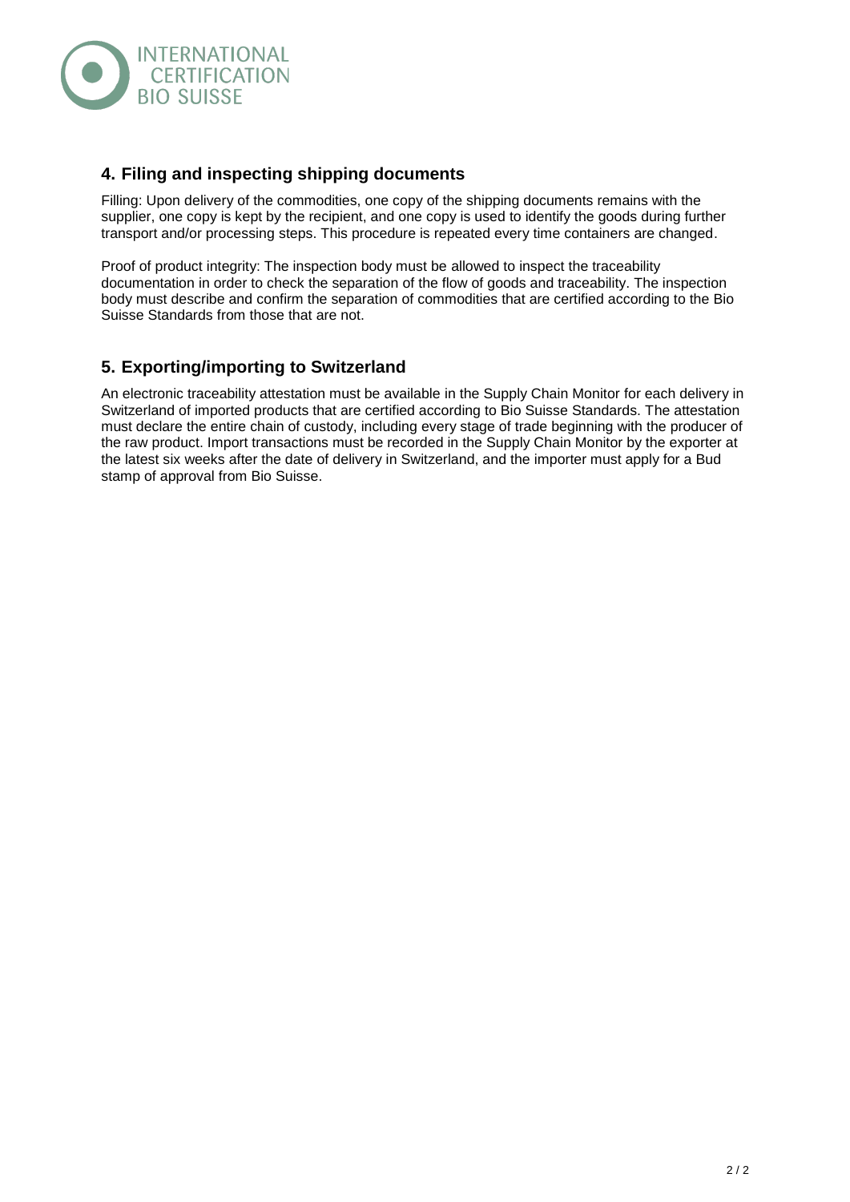## 4. Filing and inspecting shipping documents

Filling: Upon delivery of the commodities, one copy of the shipping documents remains with the supplier, one copy is kept by the recipient, and one copy is used to identify the goods during further transport and/or processing steps. This procedure is repeated every time containers are changed.

Proof of product integrity: The inspection body must be allowed to inspect the traceability documentation in order to check the separation of the flow of goods and traceability. The inspection body must describe and confirm the separation of commodities that are certified according to the Bio Suisse Standards from those that are not.

## 5. Exporting/importing to Switzerland

An electronic traceability attestation must be available in the Supply Chain Monitor for each delivery in Switzerland of imported products that are certified according to Bio Suisse Standards. The attestation must declare the entire chain of custody, including every stage of trade beginning with the producer of the raw product. Import transactions must be recorded in the Supply Chain Monitor by the exporter at the latest six weeks after the date of delivery in Switzerland, and the importer must apply for a Bud stamp of approval from Bio Suisse.